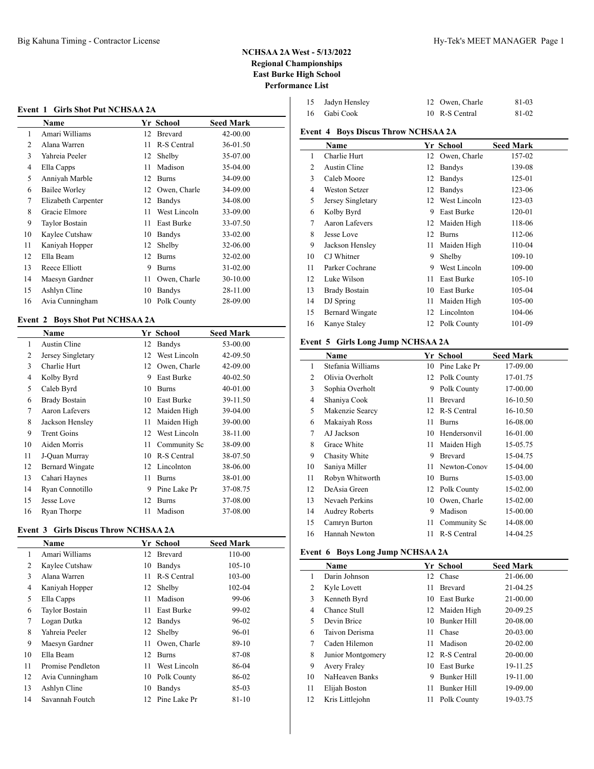# NCHSAA 2A West - 5/13/2022
## Regional Championships
## East Burke High School
## Performance List

### Event 1 Girls Shot Put NCHSAA 2A

| | Name | Yr | School | Seed Mark |
|---|---|---|---|---|
| 1 | Amari Williams | 12 | Brevard | 42-00.00 |
| 2 | Alana Warren | 11 | R-S Central | 36-01.50 |
| 3 | Yahreia Peeler | 12 | Shelby | 35-07.00 |
| 4 | Ella Capps | 11 | Madison | 35-04.00 |
| 5 | Anniyah Marble | 12 | Burns | 34-09.00 |
| 6 | Bailee Worley | 12 | Owen, Charle | 34-09.00 |
| 7 | Elizabeth Carpenter | 12 | Bandys | 34-08.00 |
| 8 | Gracie Elmore | 11 | West Lincoln | 33-09.00 |
| 9 | Taylor Bostain | 11 | East Burke | 33-07.50 |
| 10 | Kaylee Cutshaw | 10 | Bandys | 33-02.00 |
| 11 | Kaniyah Hopper | 12 | Shelby | 32-06.00 |
| 12 | Ella Beam | 12 | Burns | 32-02.00 |
| 13 | Reece Elliott | 9 | Burns | 31-02.00 |
| 14 | Maesyn Gardner | 11 | Owen, Charle | 30-10.00 |
| 15 | Ashlyn Cline | 10 | Bandys | 28-11.00 |
| 16 | Avia Cunningham | 10 | Polk County | 28-09.00 |

### Event 2 Boys Shot Put NCHSAA 2A

| | Name | Yr | School | Seed Mark |
|---|---|---|---|---|
| 1 | Austin Cline | 12 | Bandys | 53-00.00 |
| 2 | Jersey Singletary | 12 | West Lincoln | 42-09.50 |
| 3 | Charlie Hurt | 12 | Owen, Charle | 42-09.00 |
| 4 | Kolby Byrd | 9 | East Burke | 40-02.50 |
| 5 | Caleb Byrd | 10 | Burns | 40-01.00 |
| 6 | Brady Bostain | 10 | East Burke | 39-11.50 |
| 7 | Aaron Lafevers | 12 | Maiden High | 39-04.00 |
| 8 | Jackson Hensley | 11 | Maiden High | 39-00.00 |
| 9 | Trent Goins | 12 | West Lincoln | 38-11.00 |
| 10 | Aiden Morris | 11 | Community Sc | 38-09.00 |
| 11 | J-Quan Murray | 10 | R-S Central | 38-07.50 |
| 12 | Bernard Wingate | 12 | Lincolnton | 38-06.00 |
| 13 | Cahari Haynes | 11 | Burns | 38-01.00 |
| 14 | Ryan Connotillo | 9 | Pine Lake Pr | 37-08.75 |
| 15 | Jesse Love | 12 | Burns | 37-08.00 |
| 16 | Ryan Thorpe | 11 | Madison | 37-08.00 |

### Event 3 Girls Discus Throw NCHSAA 2A

| | Name | Yr | School | Seed Mark |
|---|---|---|---|---|
| 1 | Amari Williams | 12 | Brevard | 110-00 |
| 2 | Kaylee Cutshaw | 10 | Bandys | 105-10 |
| 3 | Alana Warren | 11 | R-S Central | 103-00 |
| 4 | Kaniyah Hopper | 12 | Shelby | 102-04 |
| 5 | Ella Capps | 11 | Madison | 99-06 |
| 6 | Taylor Bostain | 11 | East Burke | 99-02 |
| 7 | Logan Dutka | 12 | Bandys | 96-02 |
| 8 | Yahreia Peeler | 12 | Shelby | 96-01 |
| 9 | Maesyn Gardner | 11 | Owen, Charle | 89-10 |
| 10 | Ella Beam | 12 | Burns | 87-08 |
| 11 | Promise Pendleton | 11 | West Lincoln | 86-04 |
| 12 | Avia Cunningham | 10 | Polk County | 86-02 |
| 13 | Ashlyn Cline | 10 | Bandys | 85-03 |
| 14 | Savannah Foutch | 12 | Pine Lake Pr | 81-10 |
| 15 | Jadyn Hensley | 12 | Owen, Charle | 81-03 |
| 16 | Gabi Cook | 10 | R-S Central | 81-02 |

### Event 4 Boys Discus Throw NCHSAA 2A

| | Name | Yr | School | Seed Mark |
|---|---|---|---|---|
| 1 | Charlie Hurt | 12 | Owen, Charle | 157-02 |
| 2 | Austin Cline | 12 | Bandys | 139-08 |
| 3 | Caleb Moore | 12 | Bandys | 125-01 |
| 4 | Weston Setzer | 12 | Bandys | 123-06 |
| 5 | Jersey Singletary | 12 | West Lincoln | 123-03 |
| 6 | Kolby Byrd | 9 | East Burke | 120-01 |
| 7 | Aaron Lafevers | 12 | Maiden High | 118-06 |
| 8 | Jesse Love | 12 | Burns | 112-06 |
| 9 | Jackson Hensley | 11 | Maiden High | 110-04 |
| 10 | CJ Whitner | 9 | Shelby | 109-10 |
| 11 | Parker Cochrane | 9 | West Lincoln | 109-00 |
| 12 | Luke Wilson | 11 | East Burke | 105-10 |
| 13 | Brady Bostain | 10 | East Burke | 105-04 |
| 14 | DJ Spring | 11 | Maiden High | 105-00 |
| 15 | Bernard Wingate | 12 | Lincolnton | 104-06 |
| 16 | Kanye Staley | 12 | Polk County | 101-09 |

### Event 5 Girls Long Jump NCHSAA 2A

| | Name | Yr | School | Seed Mark |
|---|---|---|---|---|
| 1 | Stefania Williams | 10 | Pine Lake Pr | 17-09.00 |
| 2 | Olivia Overholt | 12 | Polk County | 17-01.75 |
| 3 | Sophia Overholt | 9 | Polk County | 17-00.00 |
| 4 | Shaniya Cook | 11 | Brevard | 16-10.50 |
| 5 | Makenzie Searcy | 12 | R-S Central | 16-10.50 |
| 6 | Makaiyah Ross | 11 | Burns | 16-08.00 |
| 7 | AJ Jackson | 10 | Hendersonvil | 16-01.00 |
| 8 | Grace White | 11 | Maiden High | 15-05.75 |
| 9 | Chasity White | 9 | Brevard | 15-04.75 |
| 10 | Saniya Miller | 11 | Newton-Conov | 15-04.00 |
| 11 | Robyn Whitworth | 10 | Burns | 15-03.00 |
| 12 | DeAsia Green | 12 | Polk County | 15-02.00 |
| 13 | Nevaeh Perkins | 10 | Owen, Charle | 15-02.00 |
| 14 | Audrey Roberts | 9 | Madison | 15-00.00 |
| 15 | Camryn Burton | 11 | Community Sc | 14-08.00 |
| 16 | Hannah Newton | 11 | R-S Central | 14-04.25 |

### Event 6 Boys Long Jump NCHSAA 2A

| | Name | Yr | School | Seed Mark |
|---|---|---|---|---|
| 1 | Darin Johnson | 12 | Chase | 21-06.00 |
| 2 | Kyle Lovett | 11 | Brevard | 21-04.25 |
| 3 | Kenneth Byrd | 10 | East Burke | 21-00.00 |
| 4 | Chance Stull | 12 | Maiden High | 20-09.25 |
| 5 | Devin Brice | 10 | Bunker Hill | 20-08.00 |
| 6 | Taivon Derisma | 11 | Chase | 20-03.00 |
| 7 | Caden Hilemon | 11 | Madison | 20-02.00 |
| 8 | Junior Montgomery | 12 | R-S Central | 20-00.00 |
| 9 | Avery Fraley | 10 | East Burke | 19-11.25 |
| 10 | NaHeaven Banks | 9 | Bunker Hill | 19-11.00 |
| 11 | Elijah Boston | 11 | Bunker Hill | 19-09.00 |
| 12 | Kris Littlejohn | 11 | Polk County | 19-03.75 |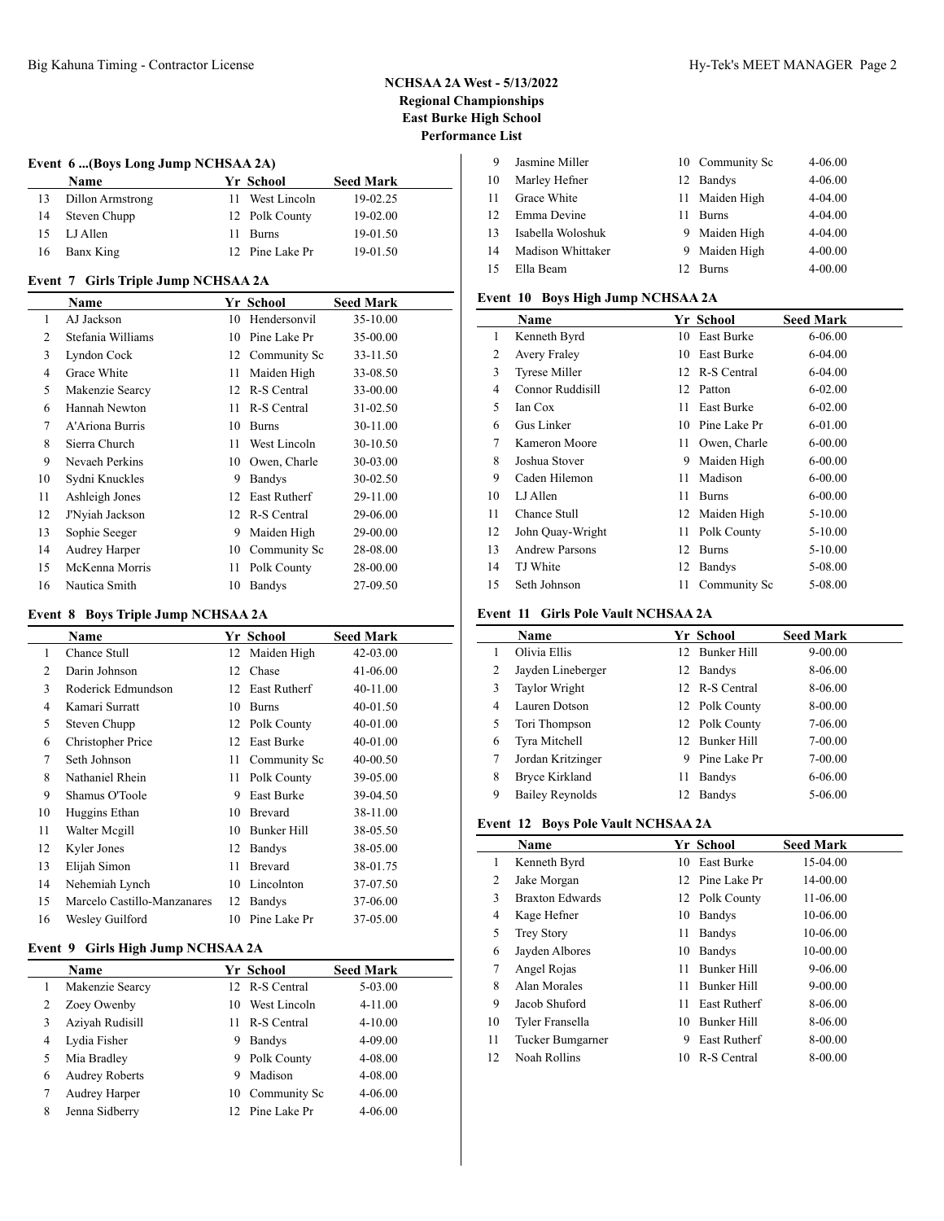## NCHSAA 2A West - 5/13/2022
## Regional Championships
## East Burke High School
## Performance List

### Event 6 ...(Boys Long Jump NCHSAA 2A)

| | Name | Yr | School | Seed Mark |
|---|---|---|---|---|
| 13 | Dillon Armstrong | 11 | West Lincoln | 19-02.25 |
| 14 | Steven Chupp | 12 | Polk County | 19-02.00 |
| 15 | LJ Allen | 11 | Burns | 19-01.50 |
| 16 | Banx King | 12 | Pine Lake Pr | 19-01.50 |

### Event 7 Girls Triple Jump NCHSAA 2A

| | Name | Yr | School | Seed Mark |
|---|---|---|---|---|
| 1 | AJ Jackson | 10 | Hendersonvil | 35-10.00 |
| 2 | Stefania Williams | 10 | Pine Lake Pr | 35-00.00 |
| 3 | Lyndon Cock | 12 | Community Sc | 33-11.50 |
| 4 | Grace White | 11 | Maiden High | 33-08.50 |
| 5 | Makenzie Searcy | 12 | R-S Central | 33-00.00 |
| 6 | Hannah Newton | 11 | R-S Central | 31-02.50 |
| 7 | A'Ariona Burris | 10 | Burns | 30-11.00 |
| 8 | Sierra Church | 11 | West Lincoln | 30-10.50 |
| 9 | Nevaeh Perkins | 10 | Owen, Charle | 30-03.00 |
| 10 | Sydni Knuckles | 9 | Bandys | 30-02.50 |
| 11 | Ashleigh Jones | 12 | East Rutherf | 29-11.00 |
| 12 | J'Nyiah Jackson | 12 | R-S Central | 29-06.00 |
| 13 | Sophie Seeger | 9 | Maiden High | 29-00.00 |
| 14 | Audrey Harper | 10 | Community Sc | 28-08.00 |
| 15 | McKenna Morris | 11 | Polk County | 28-00.00 |
| 16 | Nautica Smith | 10 | Bandys | 27-09.50 |

### Event 8 Boys Triple Jump NCHSAA 2A

| | Name | Yr | School | Seed Mark |
|---|---|---|---|---|
| 1 | Chance Stull | 12 | Maiden High | 42-03.00 |
| 2 | Darin Johnson | 12 | Chase | 41-06.00 |
| 3 | Roderick Edmundson | 12 | East Rutherf | 40-11.00 |
| 4 | Kamari Surratt | 10 | Burns | 40-01.50 |
| 5 | Steven Chupp | 12 | Polk County | 40-01.00 |
| 6 | Christopher Price | 12 | East Burke | 40-01.00 |
| 7 | Seth Johnson | 11 | Community Sc | 40-00.50 |
| 8 | Nathaniel Rhein | 11 | Polk County | 39-05.00 |
| 9 | Shamus O'Toole | 9 | East Burke | 39-04.50 |
| 10 | Huggins Ethan | 10 | Brevard | 38-11.00 |
| 11 | Walter Mcgill | 10 | Bunker Hill | 38-05.50 |
| 12 | Kyler Jones | 12 | Bandys | 38-05.00 |
| 13 | Elijah Simon | 11 | Brevard | 38-01.75 |
| 14 | Nehemiah Lynch | 10 | Lincolnton | 37-07.50 |
| 15 | Marcelo Castillo-Manzanares | 12 | Bandys | 37-06.00 |
| 16 | Wesley Guilford | 10 | Pine Lake Pr | 37-05.00 |

### Event 9 Girls High Jump NCHSAA 2A

| | Name | Yr | School | Seed Mark |
|---|---|---|---|---|
| 1 | Makenzie Searcy | 12 | R-S Central | 5-03.00 |
| 2 | Zoey Owenby | 10 | West Lincoln | 4-11.00 |
| 3 | Aziyah Rudisill | 11 | R-S Central | 4-10.00 |
| 4 | Lydia Fisher | 9 | Bandys | 4-09.00 |
| 5 | Mia Bradley | 9 | Polk County | 4-08.00 |
| 6 | Audrey Roberts | 9 | Madison | 4-08.00 |
| 7 | Audrey Harper | 10 | Community Sc | 4-06.00 |
| 8 | Jenna Sidberry | 12 | Pine Lake Pr | 4-06.00 |
| 9 | Jasmine Miller | 10 | Community Sc | 4-06.00 |
| 10 | Marley Hefner | 12 | Bandys | 4-06.00 |
| 11 | Grace White | 11 | Maiden High | 4-04.00 |
| 12 | Emma Devine | 11 | Burns | 4-04.00 |
| 13 | Isabella Woloshuk | 9 | Maiden High | 4-04.00 |
| 14 | Madison Whittaker | 9 | Maiden High | 4-00.00 |
| 15 | Ella Beam | 12 | Burns | 4-00.00 |

### Event 10 Boys High Jump NCHSAA 2A

| | Name | Yr | School | Seed Mark |
|---|---|---|---|---|
| 1 | Kenneth Byrd | 10 | East Burke | 6-06.00 |
| 2 | Avery Fraley | 10 | East Burke | 6-04.00 |
| 3 | Tyrese Miller | 12 | R-S Central | 6-04.00 |
| 4 | Connor Ruddisill | 12 | Patton | 6-02.00 |
| 5 | Ian Cox | 11 | East Burke | 6-02.00 |
| 6 | Gus Linker | 10 | Pine Lake Pr | 6-01.00 |
| 7 | Kameron Moore | 11 | Owen, Charle | 6-00.00 |
| 8 | Joshua Stover | 9 | Maiden High | 6-00.00 |
| 9 | Caden Hilemon | 11 | Madison | 6-00.00 |
| 10 | LJ Allen | 11 | Burns | 6-00.00 |
| 11 | Chance Stull | 12 | Maiden High | 5-10.00 |
| 12 | John Quay-Wright | 11 | Polk County | 5-10.00 |
| 13 | Andrew Parsons | 12 | Burns | 5-10.00 |
| 14 | TJ White | 12 | Bandys | 5-08.00 |
| 15 | Seth Johnson | 11 | Community Sc | 5-08.00 |

### Event 11 Girls Pole Vault NCHSAA 2A

| | Name | Yr | School | Seed Mark |
|---|---|---|---|---|
| 1 | Olivia Ellis | 12 | Bunker Hill | 9-00.00 |
| 2 | Jayden Lineberger | 12 | Bandys | 8-06.00 |
| 3 | Taylor Wright | 12 | R-S Central | 8-06.00 |
| 4 | Lauren Dotson | 12 | Polk County | 8-00.00 |
| 5 | Tori Thompson | 12 | Polk County | 7-06.00 |
| 6 | Tyra Mitchell | 12 | Bunker Hill | 7-00.00 |
| 7 | Jordan Kritzinger | 9 | Pine Lake Pr | 7-00.00 |
| 8 | Bryce Kirkland | 11 | Bandys | 6-06.00 |
| 9 | Bailey Reynolds | 12 | Bandys | 5-06.00 |

### Event 12 Boys Pole Vault NCHSAA 2A

| | Name | Yr | School | Seed Mark |
|---|---|---|---|---|
| 1 | Kenneth Byrd | 10 | East Burke | 15-04.00 |
| 2 | Jake Morgan | 12 | Pine Lake Pr | 14-00.00 |
| 3 | Braxton Edwards | 12 | Polk County | 11-06.00 |
| 4 | Kage Hefner | 10 | Bandys | 10-06.00 |
| 5 | Trey Story | 11 | Bandys | 10-06.00 |
| 6 | Jayden Albores | 10 | Bandys | 10-00.00 |
| 7 | Angel Rojas | 11 | Bunker Hill | 9-06.00 |
| 8 | Alan Morales | 11 | Bunker Hill | 9-00.00 |
| 9 | Jacob Shuford | 11 | East Rutherf | 8-06.00 |
| 10 | Tyler Fransella | 10 | Bunker Hill | 8-06.00 |
| 11 | Tucker Bumgarner | 9 | East Rutherf | 8-00.00 |
| 12 | Noah Rollins | 10 | R-S Central | 8-00.00 |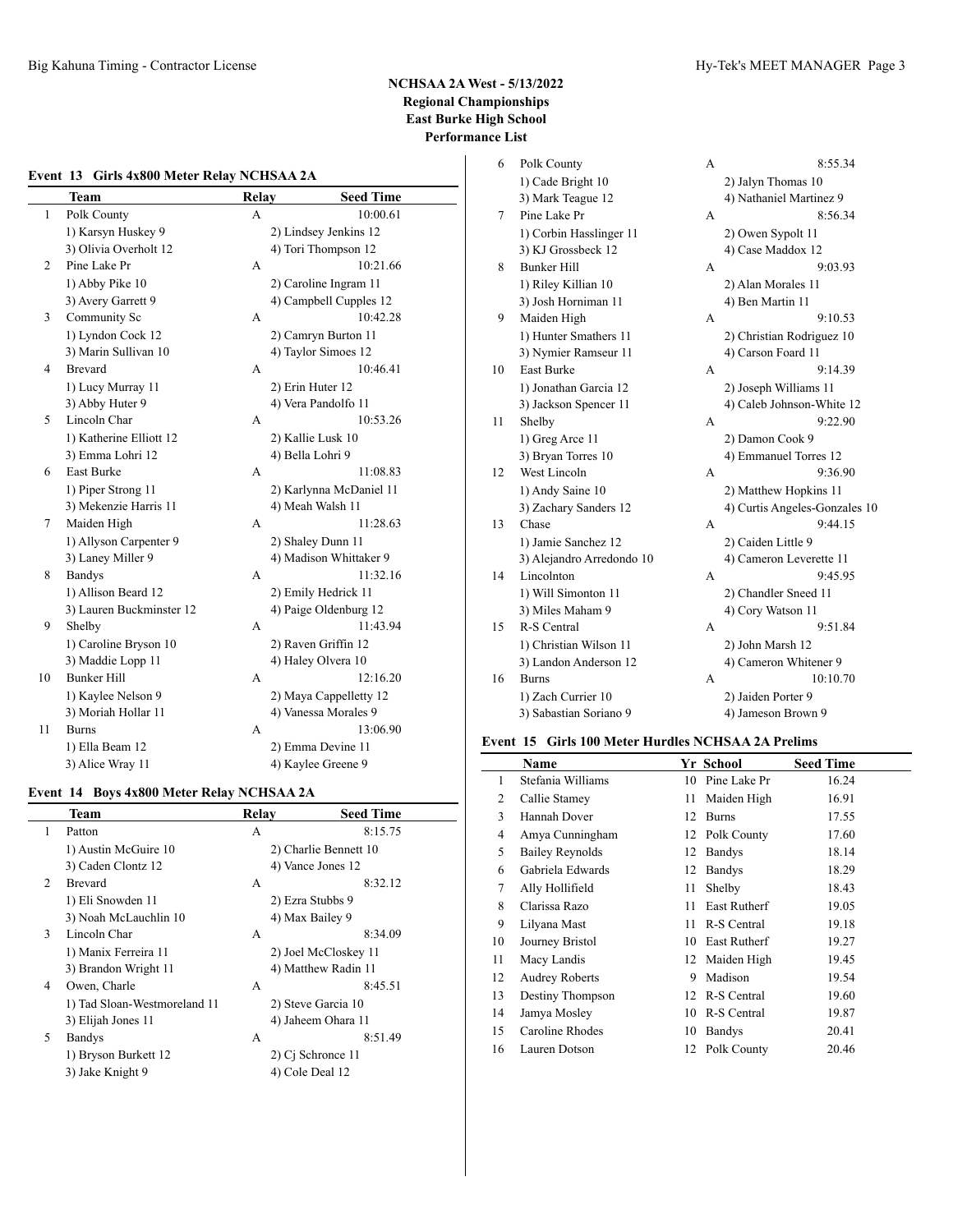# NCHSAA 2A West - 5/13/2022
## Regional Championships
## East Burke High School
## Performance List

### Event 13 Girls 4x800 Meter Relay NCHSAA 2A

| | Team | Relay | Seed Time |
|---|---|---|---|
| 1 | Polk County | A | 10:00.61 |
| | 1) Karsyn Huskey 9 | 2) Lindsey Jenkins 12 | |
| | 3) Olivia Overholt 12 | 4) Tori Thompson 12 | |
| 2 | Pine Lake Pr | A | 10:21.66 |
| | 1) Abby Pike 10 | 2) Caroline Ingram 11 | |
| | 3) Avery Garrett 9 | 4) Campbell Cupples 12 | |
| 3 | Community Sc | A | 10:42.28 |
| | 1) Lyndon Cock 12 | 2) Camryn Burton 11 | |
| | 3) Marin Sullivan 10 | 4) Taylor Simoes 12 | |
| 4 | Brevard | A | 10:46.41 |
| | 1) Lucy Murray 11 | 2) Erin Huter 12 | |
| | 3) Abby Huter 9 | 4) Vera Pandolfo 11 | |
| 5 | Lincoln Char | A | 10:53.26 |
| | 1) Katherine Elliott 12 | 2) Kallie Lusk 10 | |
| | 3) Emma Lohri 12 | 4) Bella Lohri 9 | |
| 6 | East Burke | A | 11:08.83 |
| | 1) Piper Strong 11 | 2) Karlynna McDaniel 11 | |
| | 3) Mekenzie Harris 11 | 4) Meah Walsh 11 | |
| 7 | Maiden High | A | 11:28.63 |
| | 1) Allyson Carpenter 9 | 2) Shaley Dunn 11 | |
| | 3) Laney Miller 9 | 4) Madison Whittaker 9 | |
| 8 | Bandys | A | 11:32.16 |
| | 1) Allison Beard 12 | 2) Emily Hedrick 11 | |
| | 3) Lauren Buckminster 12 | 4) Paige Oldenburg 12 | |
| 9 | Shelby | A | 11:43.94 |
| | 1) Caroline Bryson 10 | 2) Raven Griffin 12 | |
| | 3) Maddie Lopp 11 | 4) Haley Olvera 10 | |
| 10 | Bunker Hill | A | 12:16.20 |
| | 1) Kaylee Nelson 9 | 2) Maya Cappelletty 12 | |
| | 3) Moriah Hollar 11 | 4) Vanessa Morales 9 | |
| 11 | Burns | A | 13:06.90 |
| | 1) Ella Beam 12 | 2) Emma Devine 11 | |
| | 3) Alice Wray 11 | 4) Kaylee Greene 9 | |

### Event 14 Boys 4x800 Meter Relay NCHSAA 2A

| | Team | Relay | Seed Time |
|---|---|---|---|
| 1 | Patton | A | 8:15.75 |
| | 1) Austin McGuire 10 | 2) Charlie Bennett 10 | |
| | 3) Caden Clontz 12 | 4) Vance Jones 12 | |
| 2 | Brevard | A | 8:32.12 |
| | 1) Eli Snowden 11 | 2) Ezra Stubbs 9 | |
| | 3) Noah McLauchlin 10 | 4) Max Bailey 9 | |
| 3 | Lincoln Char | A | 8:34.09 |
| | 1) Manix Ferreira 11 | 2) Joel McCloskey 11 | |
| | 3) Brandon Wright 11 | 4) Matthew Radin 11 | |
| 4 | Owen, Charle | A | 8:45.51 |
| | 1) Tad Sloan-Westmoreland 11 | 2) Steve Garcia 10 | |
| | 3) Elijah Jones 11 | 4) Jaheem Ohara 11 | |
| 5 | Bandys | A | 8:51.49 |
| | 1) Bryson Burkett 12 | 2) Cj Schronce 11 | |
| | 3) Jake Knight 9 | 4) Cole Deal 12 | |
| 6 | Polk County | A | 8:55.34 |
| | 1) Cade Bright 10 | 2) Jalyn Thomas 10 | |
| | 3) Mark Teague 12 | 4) Nathaniel Martinez 9 | |
| 7 | Pine Lake Pr | A | 8:56.34 |
| | 1) Corbin Hasslinger 11 | 2) Owen Sypolt 11 | |
| | 3) KJ Grossbeck 12 | 4) Case Maddox 12 | |
| 8 | Bunker Hill | A | 9:03.93 |
| | 1) Riley Killian 10 | 2) Alan Morales 11 | |
| | 3) Josh Horniman 11 | 4) Ben Martin 11 | |
| 9 | Maiden High | A | 9:10.53 |
| | 1) Hunter Smathers 11 | 2) Christian Rodriguez 10 | |
| | 3) Nymier Ramseur 11 | 4) Carson Foard 11 | |
| 10 | East Burke | A | 9:14.39 |
| | 1) Jonathan Garcia 12 | 2) Joseph Williams 11 | |
| | 3) Jackson Spencer 11 | 4) Caleb Johnson-White 12 | |
| 11 | Shelby | A | 9:22.90 |
| | 1) Greg Arce 11 | 2) Damon Cook 9 | |
| | 3) Bryan Torres 10 | 4) Emmanuel Torres 12 | |
| 12 | West Lincoln | A | 9:36.90 |
| | 1) Andy Saine 10 | 2) Matthew Hopkins 11 | |
| | 3) Zachary Sanders 12 | 4) Curtis Angeles-Gonzales 10 | |
| 13 | Chase | A | 9:44.15 |
| | 1) Jamie Sanchez 12 | 2) Caiden Little 9 | |
| | 3) Alejandro Arredondo 10 | 4) Cameron Leverette 11 | |
| 14 | Lincolnton | A | 9:45.95 |
| | 1) Will Simonton 11 | 2) Chandler Sneed 11 | |
| | 3) Miles Maham 9 | 4) Cory Watson 11 | |
| 15 | R-S Central | A | 9:51.84 |
| | 1) Christian Wilson 11 | 2) John Marsh 12 | |
| | 3) Landon Anderson 12 | 4) Cameron Whitener 9 | |
| 16 | Burns | A | 10:10.70 |
| | 1) Zach Currier 10 | 2) Jaiden Porter 9 | |
| | 3) Sebastian Soriano 9 | 4) Jameson Brown 9 | |

### Event 15 Girls 100 Meter Hurdles NCHSAA 2A Prelims

| | Name | Yr | School | Seed Time |
|---|---|---|---|---|
| 1 | Stefania Williams | 10 | Pine Lake Pr | 16.24 |
| 2 | Callie Stamey | 11 | Maiden High | 16.91 |
| 3 | Hannah Dover | 12 | Burns | 17.55 |
| 4 | Amya Cunningham | 12 | Polk County | 17.60 |
| 5 | Bailey Reynolds | 12 | Bandys | 18.14 |
| 6 | Gabriela Edwards | 12 | Bandys | 18.29 |
| 7 | Ally Hollifield | 11 | Shelby | 18.43 |
| 8 | Clarissa Razo | 11 | East Rutherf | 19.05 |
| 9 | Lilyana Mast | 11 | R-S Central | 19.18 |
| 10 | Journey Bristol | 10 | East Rutherf | 19.27 |
| 11 | Macy Landis | 12 | Maiden High | 19.45 |
| 12 | Audrey Roberts | 9 | Madison | 19.54 |
| 13 | Destiny Thompson | 12 | R-S Central | 19.60 |
| 14 | Jamya Mosley | 10 | R-S Central | 19.87 |
| 15 | Caroline Rhodes | 10 | Bandys | 20.41 |
| 16 | Lauren Dotson | 12 | Polk County | 20.46 |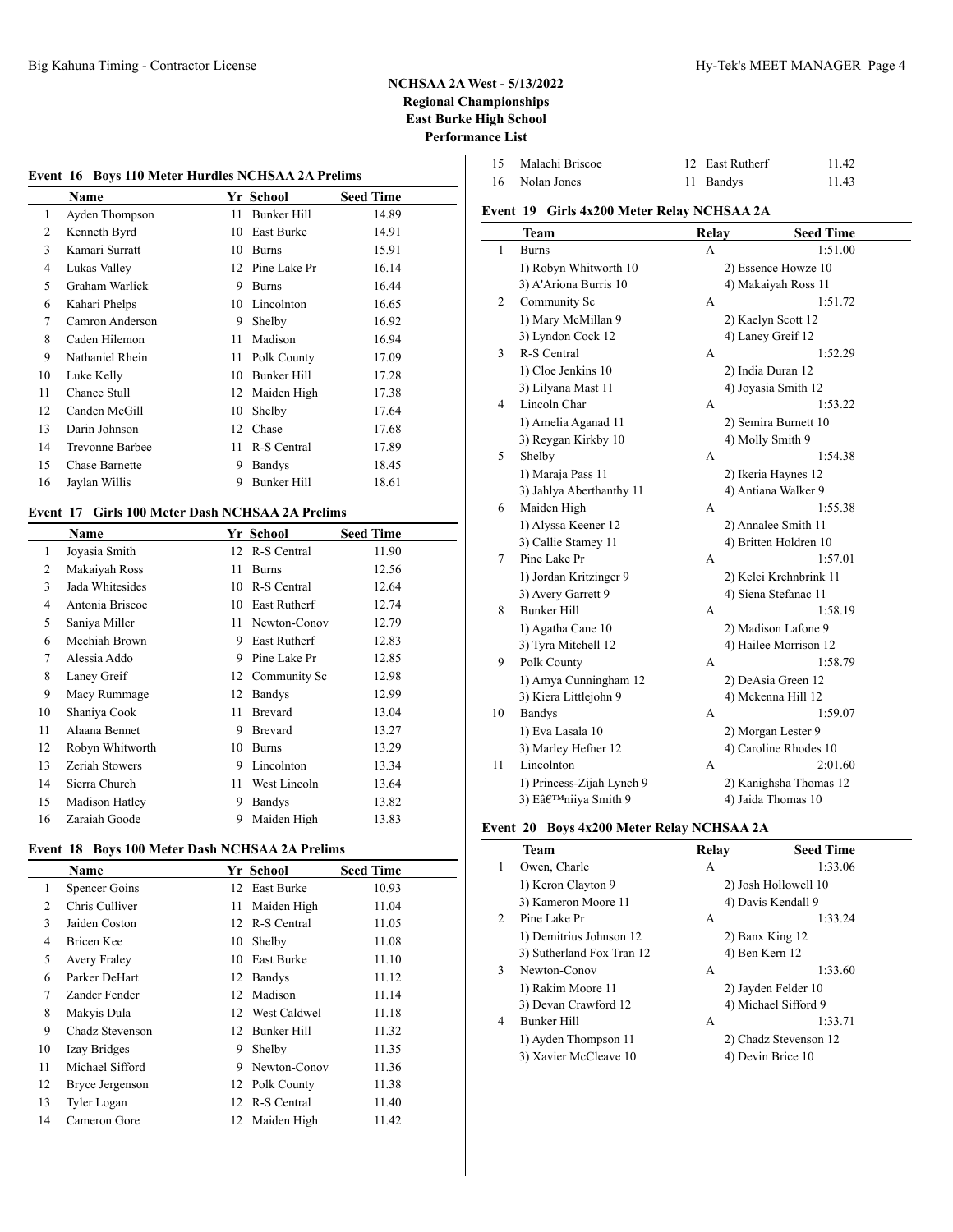**NCHSAA 2A West - 5/13/2022**
**Regional Championships**
**East Burke High School**
**Performance List**

### Event 16 Boys 110 Meter Hurdles NCHSAA 2A Prelims

| | Name | Yr | School | Seed Time |
|---|---|---|---|---|
| 1 | Ayden Thompson | 11 | Bunker Hill | 14.89 |
| 2 | Kenneth Byrd | 10 | East Burke | 14.91 |
| 3 | Kamari Surratt | 10 | Burns | 15.91 |
| 4 | Lukas Valley | 12 | Pine Lake Pr | 16.14 |
| 5 | Graham Warlick | 9 | Burns | 16.44 |
| 6 | Kahari Phelps | 10 | Lincolnton | 16.65 |
| 7 | Camron Anderson | 9 | Shelby | 16.92 |
| 8 | Caden Hilemon | 11 | Madison | 16.94 |
| 9 | Nathaniel Rhein | 11 | Polk County | 17.09 |
| 10 | Luke Kelly | 10 | Bunker Hill | 17.28 |
| 11 | Chance Stull | 12 | Maiden High | 17.38 |
| 12 | Canden McGill | 10 | Shelby | 17.64 |
| 13 | Darin Johnson | 12 | Chase | 17.68 |
| 14 | Trevonne Barbee | 11 | R-S Central | 17.89 |
| 15 | Chase Barnette | 9 | Bandys | 18.45 |
| 16 | Jaylan Willis | 9 | Bunker Hill | 18.61 |

### Event 17 Girls 100 Meter Dash NCHSAA 2A Prelims

| | Name | Yr | School | Seed Time |
|---|---|---|---|---|
| 1 | Joyasia Smith | 12 | R-S Central | 11.90 |
| 2 | Makaiyah Ross | 11 | Burns | 12.56 |
| 3 | Jada Whitesides | 10 | R-S Central | 12.64 |
| 4 | Antonia Briscoe | 10 | East Rutherf | 12.74 |
| 5 | Saniya Miller | 11 | Newton-Conov | 12.79 |
| 6 | Mechiah Brown | 9 | East Rutherf | 12.83 |
| 7 | Alessia Addo | 9 | Pine Lake Pr | 12.85 |
| 8 | Laney Greif | 12 | Community Sc | 12.98 |
| 9 | Macy Rummage | 12 | Bandys | 12.99 |
| 10 | Shaniya Cook | 11 | Brevard | 13.04 |
| 11 | Alaana Bennet | 9 | Brevard | 13.27 |
| 12 | Robyn Whitworth | 10 | Burns | 13.29 |
| 13 | Zeriah Stowers | 9 | Lincolnton | 13.34 |
| 14 | Sierra Church | 11 | West Lincoln | 13.64 |
| 15 | Madison Hatley | 9 | Bandys | 13.82 |
| 16 | Zaraiah Goode | 9 | Maiden High | 13.83 |

### Event 18 Boys 100 Meter Dash NCHSAA 2A Prelims

| | Name | Yr | School | Seed Time |
|---|---|---|---|---|
| 1 | Spencer Goins | 12 | East Burke | 10.93 |
| 2 | Chris Culliver | 11 | Maiden High | 11.04 |
| 3 | Jaiden Coston | 12 | R-S Central | 11.05 |
| 4 | Bricen Kee | 10 | Shelby | 11.08 |
| 5 | Avery Fraley | 10 | East Burke | 11.10 |
| 6 | Parker DeHart | 12 | Bandys | 11.12 |
| 7 | Zander Fender | 12 | Madison | 11.14 |
| 8 | Makyis Dula | 12 | West Caldwel | 11.18 |
| 9 | Chadz Stevenson | 12 | Bunker Hill | 11.32 |
| 10 | Izay Bridges | 9 | Shelby | 11.35 |
| 11 | Michael Sifford | 9 | Newton-Conov | 11.36 |
| 12 | Bryce Jergenson | 12 | Polk County | 11.38 |
| 13 | Tyler Logan | 12 | R-S Central | 11.40 |
| 14 | Cameron Gore | 12 | Maiden High | 11.42 |
| 15 | Malachi Briscoe | 12 | East Rutherf | 11.42 |
| 16 | Nolan Jones | 11 | Bandys | 11.43 |

### Event 19 Girls 4x200 Meter Relay NCHSAA 2A

| | Team | Relay | Seed Time |
|---|---|---|---|
| 1 | Burns | A | 1:51.00 |
| | 1) Robyn Whitworth 10 | 2) Essence Howze 10 | |
| | 3) A'Ariona Burris 10 | 4) Makaiyah Ross 11 | |
| 2 | Community Sc | A | 1:51.72 |
| | 1) Mary McMillan 9 | 2) Kaelyn Scott 12 | |
| | 3) Lyndon Cock 12 | 4) Laney Greif 12 | |
| 3 | R-S Central | A | 1:52.29 |
| | 1) Cloe Jenkins 10 | 2) India Duran 12 | |
| | 3) Lilyana Mast 11 | 4) Joyasia Smith 12 | |
| 4 | Lincoln Char | A | 1:53.22 |
| | 1) Amelia Aganad 11 | 2) Semira Burnett 10 | |
| | 3) Reygan Kirkby 10 | 4) Molly Smith 9 | |
| 5 | Shelby | A | 1:54.38 |
| | 1) Maraja Pass 11 | 2) Ikeria Haynes 12 | |
| | 3) Jahlya Aberthanthy 11 | 4) Antiana Walker 9 | |
| 6 | Maiden High | A | 1:55.38 |
| | 1) Alyssa Keener 12 | 2) Annalee Smith 11 | |
| | 3) Callie Stamey 11 | 4) Britten Holdren 10 | |
| 7 | Pine Lake Pr | A | 1:57.01 |
| | 1) Jordan Kritzinger 9 | 2) Kelci Krehnbrink 11 | |
| | 3) Avery Garrett 9 | 4) Siena Stefanac 11 | |
| 8 | Bunker Hill | A | 1:58.19 |
| | 1) Agatha Cane 10 | 2) Madison Lafone 9 | |
| | 3) Tyra Mitchell 12 | 4) Hailee Morrison 12 | |
| 9 | Polk County | A | 1:58.79 |
| | 1) Amya Cunningham 12 | 2) DeAsia Green 12 | |
| | 3) Kiera Littlejohn 9 | 4) Mckenna Hill 12 | |
| 10 | Bandys | A | 1:59.07 |
| | 1) Eva Lasala 10 | 2) Morgan Lester 9 | |
| | 3) Marley Hefner 12 | 4) Caroline Rhodes 10 | |
| 11 | Lincolnton | A | 2:01.60 |
| | 1) Princess-Zijah Lynch 9 | 2) Kanighsha Thomas 12 | |
| | 3) Eâ€™niiya Smith 9 | 4) Jaida Thomas 10 | |

### Event 20 Boys 4x200 Meter Relay NCHSAA 2A

| | Team | Relay | Seed Time |
|---|---|---|---|
| 1 | Owen, Charle | A | 1:33.06 |
| | 1) Keron Clayton 9 | 2) Josh Hollowell 10 | |
| | 3) Kameron Moore 11 | 4) Davis Kendall 9 | |
| 2 | Pine Lake Pr | A | 1:33.24 |
| | 1) Demitrius Johnson 12 | 2) Banx King 12 | |
| | 3) Sutherland Fox Tran 12 | 4) Ben Kern 12 | |
| 3 | Newton-Conov | A | 1:33.60 |
| | 1) Rakim Moore 11 | 2) Jayden Felder 10 | |
| | 3) Devan Crawford 12 | 4) Michael Sifford 9 | |
| 4 | Bunker Hill | A | 1:33.71 |
| | 1) Ayden Thompson 11 | 2) Chadz Stevenson 12 | |
| | 3) Xavier McCleave 10 | 4) Devin Brice 10 | |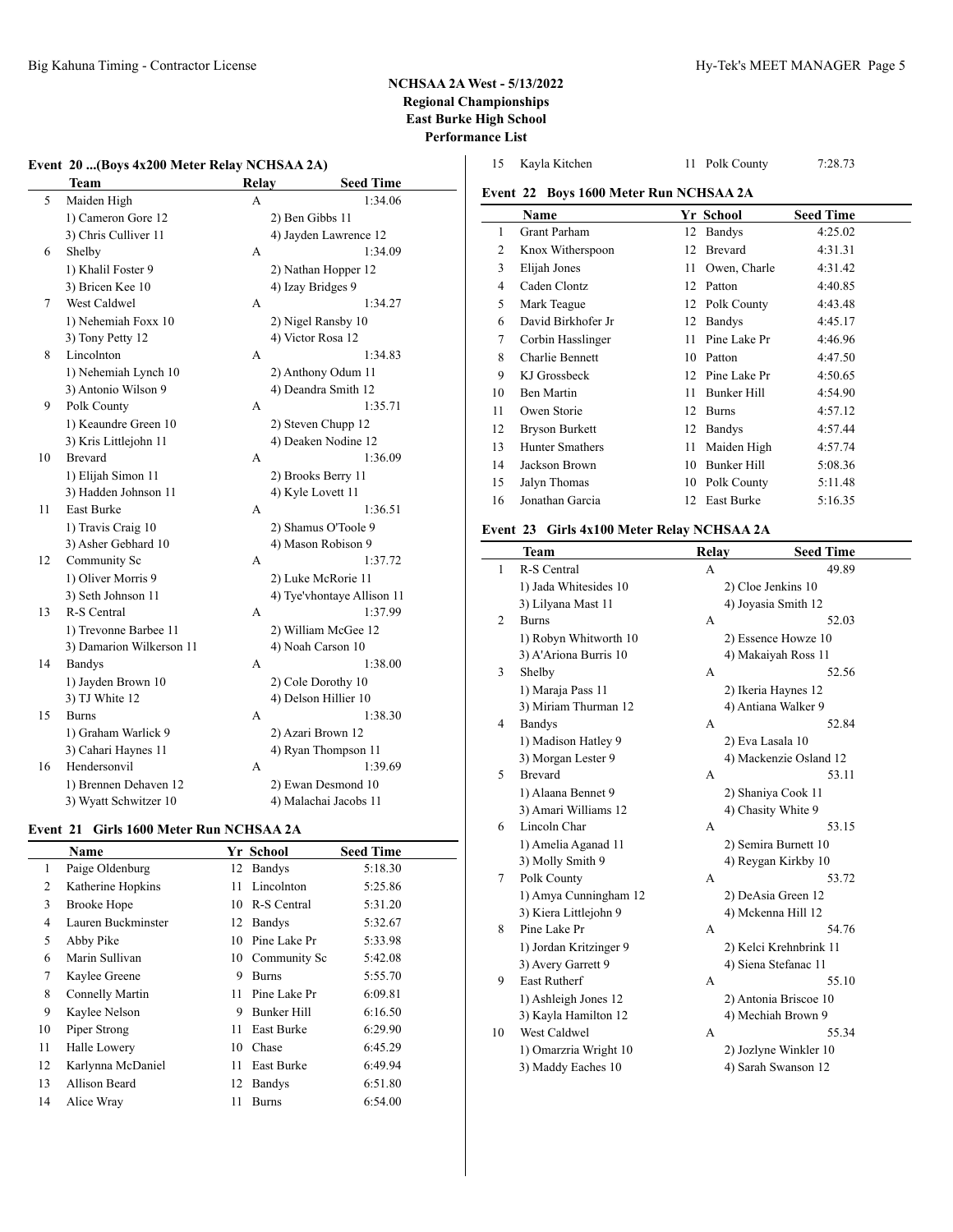# NCHSAA 2A West - 5/13/2022
## Regional Championships
## East Burke High School
## Performance List

### Event 20 ...(Boys 4x200 Meter Relay NCHSAA 2A)

| | Team | Relay | Seed Time |
|---|---|---|---|
| 5 | Maiden High | A | 1:34.06 |
| | 1) Cameron Gore 12 | 2) Ben Gibbs 11 | |
| | 3) Chris Culliver 11 | 4) Jayden Lawrence 12 | |
| 6 | Shelby | A | 1:34.09 |
| | 1) Khalil Foster 9 | 2) Nathan Hopper 12 | |
| | 3) Bricen Kee 10 | 4) Izay Bridges 9 | |
| 7 | West Caldwel | A | 1:34.27 |
| | 1) Nehemiah Foxx 10 | 2) Nigel Ransby 10 | |
| | 3) Tony Petty 12 | 4) Victor Rosa 12 | |
| 8 | Lincolnton | A | 1:34.83 |
| | 1) Nehemiah Lynch 10 | 2) Anthony Odum 11 | |
| | 3) Antonio Wilson 9 | 4) Deandra Smith 12 | |
| 9 | Polk County | A | 1:35.71 |
| | 1) Keaundre Green 10 | 2) Steven Chupp 12 | |
| | 3) Kris Littlejohn 11 | 4) Deaken Nodine 12 | |
| 10 | Brevard | A | 1:36.09 |
| | 1) Elijah Simon 11 | 2) Brooks Berry 11 | |
| | 3) Hadden Johnson 11 | 4) Kyle Lovett 11 | |
| 11 | East Burke | A | 1:36.51 |
| | 1) Travis Craig 10 | 2) Shamus O'Toole 9 | |
| | 3) Asher Gebhard 10 | 4) Mason Robison 9 | |
| 12 | Community Sc | A | 1:37.72 |
| | 1) Oliver Morris 9 | 2) Luke McRorie 11 | |
| | 3) Seth Johnson 11 | 4) Tye'vhontaye Allison 11 | |
| 13 | R-S Central | A | 1:37.99 |
| | 1) Trevonne Barbee 11 | 2) William McGee 12 | |
| | 3) Damarion Wilkerson 11 | 4) Noah Carson 10 | |
| 14 | Bandys | A | 1:38.00 |
| | 1) Jayden Brown 10 | 2) Cole Dorothy 10 | |
| | 3) TJ White 12 | 4) Delson Hillier 10 | |
| 15 | Burns | A | 1:38.30 |
| | 1) Graham Warlick 9 | 2) Azari Brown 12 | |
| | 3) Cahari Haynes 11 | 4) Ryan Thompson 11 | |
| 16 | Hendersonvil | A | 1:39.69 |
| | 1) Brennen Dehaven 12 | 2) Ewan Desmond 10 | |
| | 3) Wyatt Schwitzer 10 | 4) Malachai Jacobs 11 | |

### Event 21 Girls 1600 Meter Run NCHSAA 2A

| | Name | Yr | School | Seed Time |
|---|---|---|---|---|
| 1 | Paige Oldenburg | 12 | Bandys | 5:18.30 |
| 2 | Katherine Hopkins | 11 | Lincolnton | 5:25.86 |
| 3 | Brooke Hope | 10 | R-S Central | 5:31.20 |
| 4 | Lauren Buckminster | 12 | Bandys | 5:32.67 |
| 5 | Abby Pike | 10 | Pine Lake Pr | 5:33.98 |
| 6 | Marin Sullivan | 10 | Community Sc | 5:42.08 |
| 7 | Kaylee Greene | 9 | Burns | 5:55.70 |
| 8 | Connelly Martin | 11 | Pine Lake Pr | 6:09.81 |
| 9 | Kaylee Nelson | 9 | Bunker Hill | 6:16.50 |
| 10 | Piper Strong | 11 | East Burke | 6:29.90 |
| 11 | Halle Lowery | 10 | Chase | 6:45.29 |
| 12 | Karlynna McDaniel | 11 | East Burke | 6:49.94 |
| 13 | Allison Beard | 12 | Bandys | 6:51.80 |
| 14 | Alice Wray | 11 | Burns | 6:54.00 |
| 15 | Kayla Kitchen | 11 | Polk County | 7:28.73 |

### Event 22 Boys 1600 Meter Run NCHSAA 2A

| | Name | Yr | School | Seed Time |
|---|---|---|---|---|
| 1 | Grant Parham | 12 | Bandys | 4:25.02 |
| 2 | Knox Witherspoon | 12 | Brevard | 4:31.31 |
| 3 | Elijah Jones | 11 | Owen, Charle | 4:31.42 |
| 4 | Caden Clontz | 12 | Patton | 4:40.85 |
| 5 | Mark Teague | 12 | Polk County | 4:43.48 |
| 6 | David Birkhofer Jr | 12 | Bandys | 4:45.17 |
| 7 | Corbin Hasslinger | 11 | Pine Lake Pr | 4:46.96 |
| 8 | Charlie Bennett | 10 | Patton | 4:47.50 |
| 9 | KJ Grossbeck | 12 | Pine Lake Pr | 4:50.65 |
| 10 | Ben Martin | 11 | Bunker Hill | 4:54.90 |
| 11 | Owen Storie | 12 | Burns | 4:57.12 |
| 12 | Bryson Burkett | 12 | Bandys | 4:57.44 |
| 13 | Hunter Smathers | 11 | Maiden High | 4:57.74 |
| 14 | Jackson Brown | 10 | Bunker Hill | 5:08.36 |
| 15 | Jalyn Thomas | 10 | Polk County | 5:11.48 |
| 16 | Jonathan Garcia | 12 | East Burke | 5:16.35 |

### Event 23 Girls 4x100 Meter Relay NCHSAA 2A

| | Team | Relay | Seed Time |
|---|---|---|---|
| 1 | R-S Central | A | 49.89 |
| | 1) Jada Whitesides 10 | 2) Cloe Jenkins 10 | |
| | 3) Lilyana Mast 11 | 4) Joyasia Smith 12 | |
| 2 | Burns | A | 52.03 |
| | 1) Robyn Whitworth 10 | 2) Essence Howze 10 | |
| | 3) A'Ariona Burris 10 | 4) Makaiyah Ross 11 | |
| 3 | Shelby | A | 52.56 |
| | 1) Maraja Pass 11 | 2) Ikeria Haynes 12 | |
| | 3) Miriam Thurman 12 | 4) Antiana Walker 9 | |
| 4 | Bandys | A | 52.84 |
| | 1) Madison Hatley 9 | 2) Eva Lasala 10 | |
| | 3) Morgan Lester 9 | 4) Mackenzie Osland 12 | |
| 5 | Brevard | A | 53.11 |
| | 1) Alaana Bennet 9 | 2) Shaniya Cook 11 | |
| | 3) Amari Williams 12 | 4) Chasity White 9 | |
| 6 | Lincoln Char | A | 53.15 |
| | 1) Amelia Aganad 11 | 2) Semira Burnett 10 | |
| | 3) Molly Smith 9 | 4) Reygan Kirkby 10 | |
| 7 | Polk County | A | 53.72 |
| | 1) Amya Cunningham 12 | 2) DeAsia Green 12 | |
| | 3) Kiera Littlejohn 9 | 4) Mckenna Hill 12 | |
| 8 | Pine Lake Pr | A | 54.76 |
| | 1) Jordan Kritzinger 9 | 2) Kelci Krehnbrink 11 | |
| | 3) Avery Garrett 9 | 4) Siena Stefanac 11 | |
| 9 | East Rutherf | A | 55.10 |
| | 1) Ashleigh Jones 12 | 2) Antonia Briscoe 10 | |
| | 3) Kayla Hamilton 12 | 4) Mechiah Brown 9 | |
| 10 | West Caldwel | A | 55.34 |
| | 1) Omarzria Wright 10 | 2) Jozlyne Winkler 10 | |
| | 3) Maddy Eaches 10 | 4) Sarah Swanson 12 | |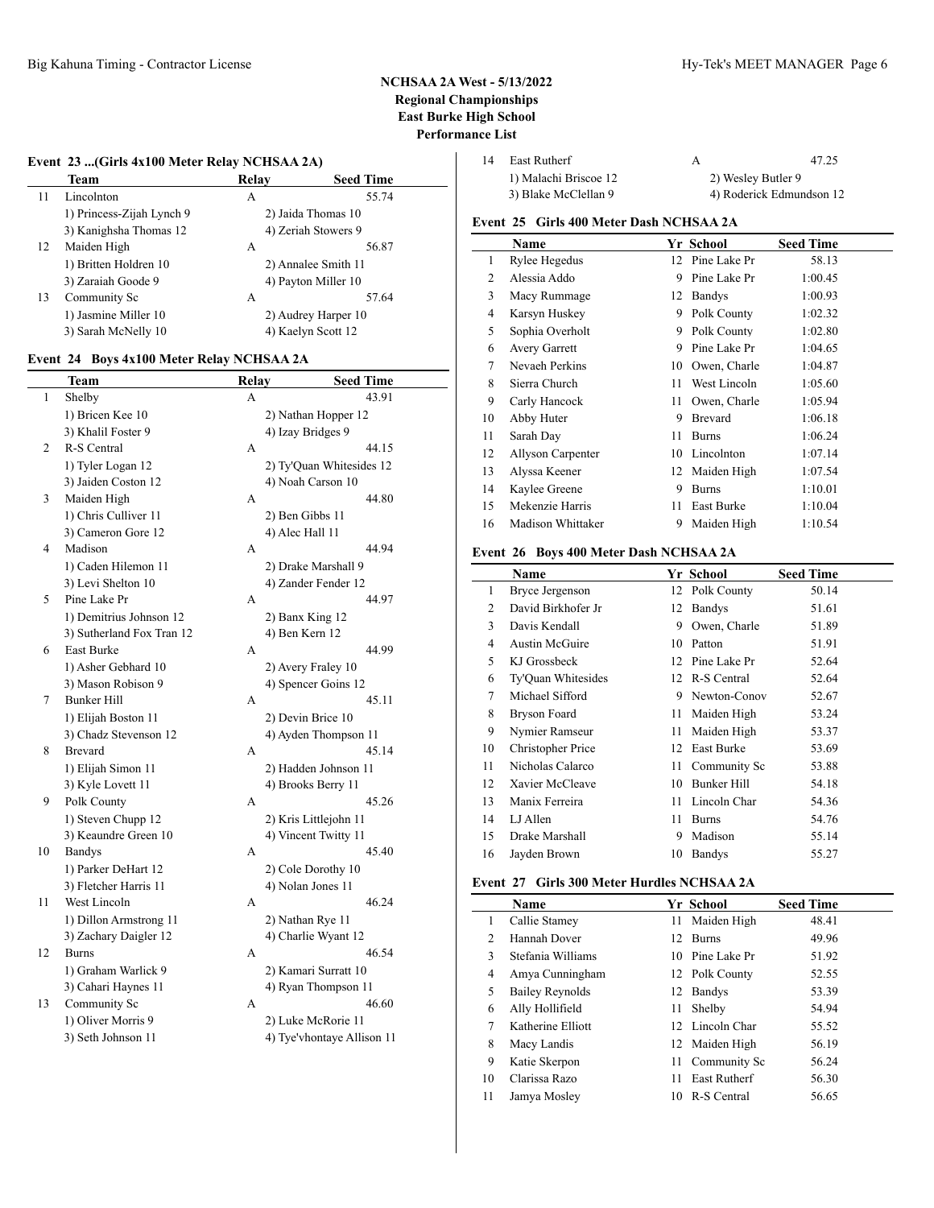# NCHSAA 2A West - 5/13/2022
## Regional Championships
## East Burke High School
## Performance List

### Event 23 ...(Girls 4x100 Meter Relay NCHSAA 2A)

| | Team | Relay | Seed Time |
|---|---|---|---|
| 11 | Lincolnton | A | 55.74 |
| | 1) Princess-Zijah Lynch 9 | 2) Jaida Thomas 10 | |
| | 3) Kanighsha Thomas 12 | 4) Zeriah Stowers 9 | |
| 12 | Maiden High | A | 56.87 |
| | 1) Britten Holdren 10 | 2) Annalee Smith 11 | |
| | 3) Zaraiah Goode 9 | 4) Payton Miller 10 | |
| 13 | Community Sc | A | 57.64 |
| | 1) Jasmine Miller 10 | 2) Audrey Harper 10 | |
| | 3) Sarah McNelly 10 | 4) Kaelyn Scott 12 | |

### Event 24 Boys 4x100 Meter Relay NCHSAA 2A

| | Team | Relay | Seed Time |
|---|---|---|---|
| 1 | Shelby | A | 43.91 |
| | 1) Bricen Kee 10 | 2) Nathan Hopper 12 | |
| | 3) Khalil Foster 9 | 4) Izay Bridges 9 | |
| 2 | R-S Central | A | 44.15 |
| | 1) Tyler Logan 12 | 2) Ty'Quan Whitesides 12 | |
| | 3) Jaiden Coston 12 | 4) Noah Carson 10 | |
| 3 | Maiden High | A | 44.80 |
| | 1) Chris Culliver 11 | 2) Ben Gibbs 11 | |
| | 3) Cameron Gore 12 | 4) Alec Hall 11 | |
| 4 | Madison | A | 44.94 |
| | 1) Caden Hilemon 11 | 2) Drake Marshall 9 | |
| | 3) Levi Shelton 10 | 4) Zander Fender 12 | |
| 5 | Pine Lake Pr | A | 44.97 |
| | 1) Demitrius Johnson 12 | 2) Banx King 12 | |
| | 3) Sutherland Fox Tran 12 | 4) Ben Kern 12 | |
| 6 | East Burke | A | 44.99 |
| | 1) Asher Gebhard 10 | 2) Avery Fraley 10 | |
| | 3) Mason Robison 9 | 4) Spencer Goins 12 | |
| 7 | Bunker Hill | A | 45.11 |
| | 1) Elijah Boston 11 | 2) Devin Brice 10 | |
| | 3) Chadz Stevenson 12 | 4) Ayden Thompson 11 | |
| 8 | Brevard | A | 45.14 |
| | 1) Elijah Simon 11 | 2) Hadden Johnson 11 | |
| | 3) Kyle Lovett 11 | 4) Brooks Berry 11 | |
| 9 | Polk County | A | 45.26 |
| | 1) Steven Chupp 12 | 2) Kris Littlejohn 11 | |
| | 3) Keaundre Green 10 | 4) Vincent Twitty 11 | |
| 10 | Bandys | A | 45.40 |
| | 1) Parker DeHart 12 | 2) Cole Dorothy 10 | |
| | 3) Fletcher Harris 11 | 4) Nolan Jones 11 | |
| 11 | West Lincoln | A | 46.24 |
| | 1) Dillon Armstrong 11 | 2) Nathan Rye 11 | |
| | 3) Zachary Daigler 12 | 4) Charlie Wyant 12 | |
| 12 | Burns | A | 46.54 |
| | 1) Graham Warlick 9 | 2) Kamari Surratt 10 | |
| | 3) Cahari Haynes 11 | 4) Ryan Thompson 11 | |
| 13 | Community Sc | A | 46.60 |
| | 1) Oliver Morris 9 | 2) Luke McRorie 11 | |
| | 3) Seth Johnson 11 | 4) Tye'vhontaye Allison 11 | |
| 14 | East Rutherf | A | 47.25 |
| | 1) Malachi Briscoe 12 | 2) Wesley Butler 9 | |
| | 3) Blake McClellan 9 | 4) Roderick Edmundson 12 | |

### Event 25 Girls 400 Meter Dash NCHSAA 2A

| | Name | Yr | School | Seed Time |
|---|---|---|---|---|
| 1 | Rylee Hegedus | 12 | Pine Lake Pr | 58.13 |
| 2 | Alessia Addo | 9 | Pine Lake Pr | 1:00.45 |
| 3 | Macy Rummage | 12 | Bandys | 1:00.93 |
| 4 | Karsyn Huskey | 9 | Polk County | 1:02.32 |
| 5 | Sophia Overholt | 9 | Polk County | 1:02.80 |
| 6 | Avery Garrett | 9 | Pine Lake Pr | 1:04.65 |
| 7 | Nevaeh Perkins | 10 | Owen, Charle | 1:04.87 |
| 8 | Sierra Church | 11 | West Lincoln | 1:05.60 |
| 9 | Carly Hancock | 11 | Owen, Charle | 1:05.94 |
| 10 | Abby Huter | 9 | Brevard | 1:06.18 |
| 11 | Sarah Day | 11 | Burns | 1:06.24 |
| 12 | Allyson Carpenter | 10 | Lincolnton | 1:07.14 |
| 13 | Alyssa Keener | 12 | Maiden High | 1:07.54 |
| 14 | Kaylee Greene | 9 | Burns | 1:10.01 |
| 15 | Mekenzie Harris | 11 | East Burke | 1:10.04 |
| 16 | Madison Whittaker | 9 | Maiden High | 1:10.54 |

### Event 26 Boys 400 Meter Dash NCHSAA 2A

| | Name | Yr | School | Seed Time |
|---|---|---|---|---|
| 1 | Bryce Jergenson | 12 | Polk County | 50.14 |
| 2 | David Birkhofer Jr | 12 | Bandys | 51.61 |
| 3 | Davis Kendall | 9 | Owen, Charle | 51.89 |
| 4 | Austin McGuire | 10 | Patton | 51.91 |
| 5 | KJ Grossbeck | 12 | Pine Lake Pr | 52.64 |
| 6 | Ty'Quan Whitesides | 12 | R-S Central | 52.64 |
| 7 | Michael Sifford | 9 | Newton-Conov | 52.67 |
| 8 | Bryson Foard | 11 | Maiden High | 53.24 |
| 9 | Nymier Ramseur | 11 | Maiden High | 53.37 |
| 10 | Christopher Price | 12 | East Burke | 53.69 |
| 11 | Nicholas Calarco | 11 | Community Sc | 53.88 |
| 12 | Xavier McCleave | 10 | Bunker Hill | 54.18 |
| 13 | Manix Ferreira | 11 | Lincoln Char | 54.36 |
| 14 | LJ Allen | 11 | Burns | 54.76 |
| 15 | Drake Marshall | 9 | Madison | 55.14 |
| 16 | Jayden Brown | 10 | Bandys | 55.27 |

### Event 27 Girls 300 Meter Hurdles NCHSAA 2A

| | Name | Yr | School | Seed Time |
|---|---|---|---|---|
| 1 | Callie Stamey | 11 | Maiden High | 48.41 |
| 2 | Hannah Dover | 12 | Burns | 49.96 |
| 3 | Stefania Williams | 10 | Pine Lake Pr | 51.92 |
| 4 | Amya Cunningham | 12 | Polk County | 52.55 |
| 5 | Bailey Reynolds | 12 | Bandys | 53.39 |
| 6 | Ally Hollifield | 11 | Shelby | 54.94 |
| 7 | Katherine Elliott | 12 | Lincoln Char | 55.52 |
| 8 | Macy Landis | 12 | Maiden High | 56.19 |
| 9 | Katie Skerpon | 11 | Community Sc | 56.24 |
| 10 | Clarissa Razo | 11 | East Rutherf | 56.30 |
| 11 | Jamya Mosley | 10 | R-S Central | 56.65 |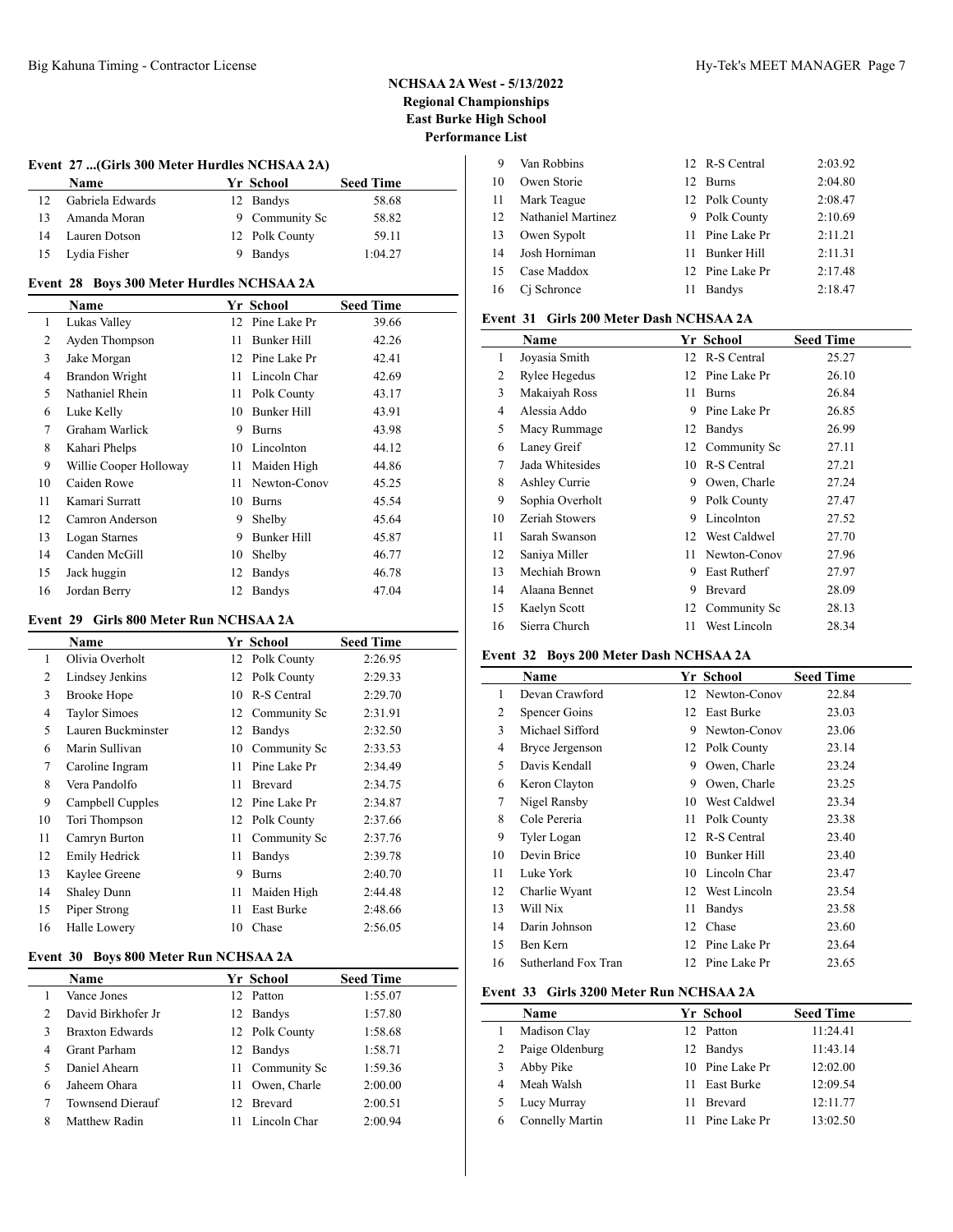# NCHSAA 2A West - 5/13/2022
## Regional Championships
## East Burke High School
## Performance List

### Event 27 ...(Girls 300 Meter Hurdles NCHSAA 2A)

| | Name | Yr | School | Seed Time |
|---|---|---|---|---|
| 12 | Gabriela Edwards | 12 | Bandys | 58.68 |
| 13 | Amanda Moran | 9 | Community Sc | 58.82 |
| 14 | Lauren Dotson | 12 | Polk County | 59.11 |
| 15 | Lydia Fisher | 9 | Bandys | 1:04.27 |

### Event 28 Boys 300 Meter Hurdles NCHSAA 2A

| | Name | Yr | School | Seed Time |
|---|---|---|---|---|
| 1 | Lukas Valley | 12 | Pine Lake Pr | 39.66 |
| 2 | Ayden Thompson | 11 | Bunker Hill | 42.26 |
| 3 | Jake Morgan | 12 | Pine Lake Pr | 42.41 |
| 4 | Brandon Wright | 11 | Lincoln Char | 42.69 |
| 5 | Nathaniel Rhein | 11 | Polk County | 43.17 |
| 6 | Luke Kelly | 10 | Bunker Hill | 43.91 |
| 7 | Graham Warlick | 9 | Burns | 43.98 |
| 8 | Kahari Phelps | 10 | Lincolnton | 44.12 |
| 9 | Willie Cooper Holloway | 11 | Maiden High | 44.86 |
| 10 | Caiden Rowe | 11 | Newton-Conov | 45.25 |
| 11 | Kamari Surratt | 10 | Burns | 45.54 |
| 12 | Camron Anderson | 9 | Shelby | 45.64 |
| 13 | Logan Starnes | 9 | Bunker Hill | 45.87 |
| 14 | Canden McGill | 10 | Shelby | 46.77 |
| 15 | Jack huggin | 12 | Bandys | 46.78 |
| 16 | Jordan Berry | 12 | Bandys | 47.04 |

### Event 29 Girls 800 Meter Run NCHSAA 2A

| | Name | Yr | School | Seed Time |
|---|---|---|---|---|
| 1 | Olivia Overholt | 12 | Polk County | 2:26.95 |
| 2 | Lindsey Jenkins | 12 | Polk County | 2:29.33 |
| 3 | Brooke Hope | 10 | R-S Central | 2:29.70 |
| 4 | Taylor Simoes | 12 | Community Sc | 2:31.91 |
| 5 | Lauren Buckminster | 12 | Bandys | 2:32.50 |
| 6 | Marin Sullivan | 10 | Community Sc | 2:33.53 |
| 7 | Caroline Ingram | 11 | Pine Lake Pr | 2:34.49 |
| 8 | Vera Pandolfo | 11 | Brevard | 2:34.75 |
| 9 | Campbell Cupples | 12 | Pine Lake Pr | 2:34.87 |
| 10 | Tori Thompson | 12 | Polk County | 2:37.66 |
| 11 | Camryn Burton | 11 | Community Sc | 2:37.76 |
| 12 | Emily Hedrick | 11 | Bandys | 2:39.78 |
| 13 | Kaylee Greene | 9 | Burns | 2:40.70 |
| 14 | Shaley Dunn | 11 | Maiden High | 2:44.48 |
| 15 | Piper Strong | 11 | East Burke | 2:48.66 |
| 16 | Halle Lowery | 10 | Chase | 2:56.05 |

### Event 30 Boys 800 Meter Run NCHSAA 2A

| | Name | Yr | School | Seed Time |
|---|---|---|---|---|
| 1 | Vance Jones | 12 | Patton | 1:55.07 |
| 2 | David Birkhofer Jr | 12 | Bandys | 1:57.80 |
| 3 | Braxton Edwards | 12 | Polk County | 1:58.68 |
| 4 | Grant Parham | 12 | Bandys | 1:58.71 |
| 5 | Daniel Ahearn | 11 | Community Sc | 1:59.36 |
| 6 | Jaheem Ohara | 11 | Owen, Charle | 2:00.00 |
| 7 | Townsend Dierauf | 12 | Brevard | 2:00.51 |
| 8 | Matthew Radin | 11 | Lincoln Char | 2:00.94 |
| 9 | Van Robbins | 12 | R-S Central | 2:03.92 |
| 10 | Owen Storie | 12 | Burns | 2:04.80 |
| 11 | Mark Teague | 12 | Polk County | 2:08.47 |
| 12 | Nathaniel Martinez | 9 | Polk County | 2:10.69 |
| 13 | Owen Sypolt | 11 | Pine Lake Pr | 2:11.21 |
| 14 | Josh Horniman | 11 | Bunker Hill | 2:11.31 |
| 15 | Case Maddox | 12 | Pine Lake Pr | 2:17.48 |
| 16 | Cj Schronce | 11 | Bandys | 2:18.47 |

### Event 31 Girls 200 Meter Dash NCHSAA 2A

| | Name | Yr | School | Seed Time |
|---|---|---|---|---|
| 1 | Joyasia Smith | 12 | R-S Central | 25.27 |
| 2 | Rylee Hegedus | 12 | Pine Lake Pr | 26.10 |
| 3 | Makaiyah Ross | 11 | Burns | 26.84 |
| 4 | Alessia Addo | 9 | Pine Lake Pr | 26.85 |
| 5 | Macy Rummage | 12 | Bandys | 26.99 |
| 6 | Laney Greif | 12 | Community Sc | 27.11 |
| 7 | Jada Whitesides | 10 | R-S Central | 27.21 |
| 8 | Ashley Currie | 9 | Owen, Charle | 27.24 |
| 9 | Sophia Overholt | 9 | Polk County | 27.47 |
| 10 | Zeriah Stowers | 9 | Lincolnton | 27.52 |
| 11 | Sarah Swanson | 12 | West Caldwel | 27.70 |
| 12 | Saniya Miller | 11 | Newton-Conov | 27.96 |
| 13 | Mechiah Brown | 9 | East Rutherf | 27.97 |
| 14 | Alaana Bennet | 9 | Brevard | 28.09 |
| 15 | Kaelyn Scott | 12 | Community Sc | 28.13 |
| 16 | Sierra Church | 11 | West Lincoln | 28.34 |

### Event 32 Boys 200 Meter Dash NCHSAA 2A

| | Name | Yr | School | Seed Time |
|---|---|---|---|---|
| 1 | Devan Crawford | 12 | Newton-Conov | 22.84 |
| 2 | Spencer Goins | 12 | East Burke | 23.03 |
| 3 | Michael Sifford | 9 | Newton-Conov | 23.06 |
| 4 | Bryce Jergenson | 12 | Polk County | 23.14 |
| 5 | Davis Kendall | 9 | Owen, Charle | 23.24 |
| 6 | Keron Clayton | 9 | Owen, Charle | 23.25 |
| 7 | Nigel Ransby | 10 | West Caldwel | 23.34 |
| 8 | Cole Pereria | 11 | Polk County | 23.38 |
| 9 | Tyler Logan | 12 | R-S Central | 23.40 |
| 10 | Devin Brice | 10 | Bunker Hill | 23.40 |
| 11 | Luke York | 10 | Lincoln Char | 23.47 |
| 12 | Charlie Wyant | 12 | West Lincoln | 23.54 |
| 13 | Will Nix | 11 | Bandys | 23.58 |
| 14 | Darin Johnson | 12 | Chase | 23.60 |
| 15 | Ben Kern | 12 | Pine Lake Pr | 23.64 |
| 16 | Sutherland Fox Tran | 12 | Pine Lake Pr | 23.65 |

### Event 33 Girls 3200 Meter Run NCHSAA 2A

| | Name | Yr | School | Seed Time |
|---|---|---|---|---|
| 1 | Madison Clay | 12 | Patton | 11:24.41 |
| 2 | Paige Oldenburg | 12 | Bandys | 11:43.14 |
| 3 | Abby Pike | 10 | Pine Lake Pr | 12:02.00 |
| 4 | Meah Walsh | 11 | East Burke | 12:09.54 |
| 5 | Lucy Murray | 11 | Brevard | 12:11.77 |
| 6 | Connelly Martin | 11 | Pine Lake Pr | 13:02.50 |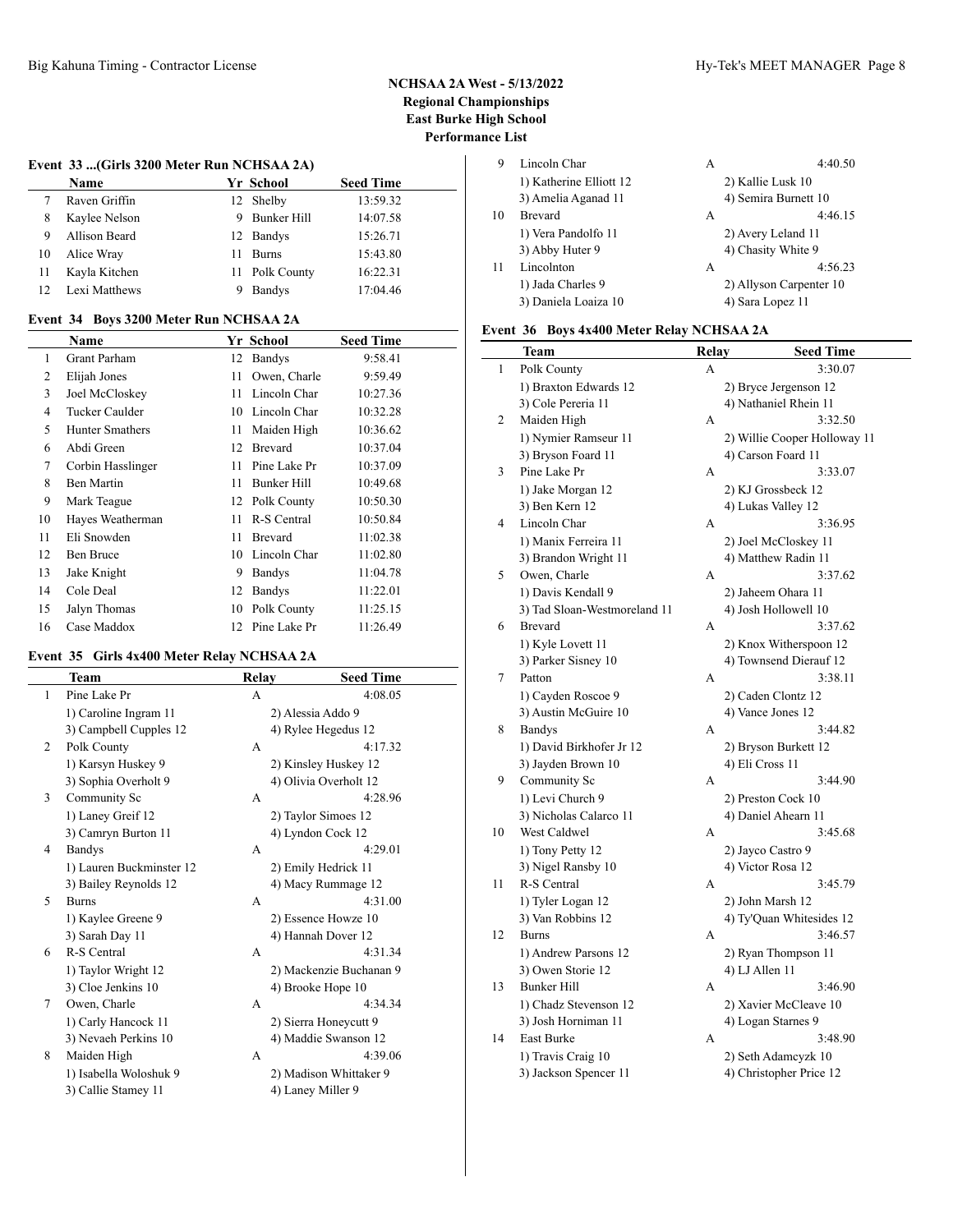## NCHSAA 2A West - 5/13/2022
## Regional Championships
## East Burke High School
## Performance List

### Event 33 ...(Girls 3200 Meter Run NCHSAA 2A)

| | Name | Yr | School | Seed Time |
|---|---|---|---|---|
| 7 | Raven Griffin | 12 | Shelby | 13:59.32 |
| 8 | Kaylee Nelson | 9 | Bunker Hill | 14:07.58 |
| 9 | Allison Beard | 12 | Bandys | 15:26.71 |
| 10 | Alice Wray | 11 | Burns | 15:43.80 |
| 11 | Kayla Kitchen | 11 | Polk County | 16:22.31 |
| 12 | Lexi Matthews | 9 | Bandys | 17:04.46 |

### Event 34 Boys 3200 Meter Run NCHSAA 2A

| | Name | Yr | School | Seed Time |
|---|---|---|---|---|
| 1 | Grant Parham | 12 | Bandys | 9:58.41 |
| 2 | Elijah Jones | 11 | Owen, Charle | 9:59.49 |
| 3 | Joel McCloskey | 11 | Lincoln Char | 10:27.36 |
| 4 | Tucker Caulder | 10 | Lincoln Char | 10:32.28 |
| 5 | Hunter Smathers | 11 | Maiden High | 10:36.62 |
| 6 | Abdi Green | 12 | Brevard | 10:37.04 |
| 7 | Corbin Hasslinger | 11 | Pine Lake Pr | 10:37.09 |
| 8 | Ben Martin | 11 | Bunker Hill | 10:49.68 |
| 9 | Mark Teague | 12 | Polk County | 10:50.30 |
| 10 | Hayes Weatherman | 11 | R-S Central | 10:50.84 |
| 11 | Eli Snowden | 11 | Brevard | 11:02.38 |
| 12 | Ben Bruce | 10 | Lincoln Char | 11:02.80 |
| 13 | Jake Knight | 9 | Bandys | 11:04.78 |
| 14 | Cole Deal | 12 | Bandys | 11:22.01 |
| 15 | Jalyn Thomas | 10 | Polk County | 11:25.15 |
| 16 | Case Maddox | 12 | Pine Lake Pr | 11:26.49 |

### Event 35 Girls 4x400 Meter Relay NCHSAA 2A

| | Team | Relay | Seed Time |
|---|---|---|---|
| 1 | Pine Lake Pr | A | 4:08.05 |
| | 1) Caroline Ingram 11 | 2) Alessia Addo 9 | |
| | 3) Campbell Cupples 12 | 4) Rylee Hegedus 12 | |
| 2 | Polk County | A | 4:17.32 |
| | 1) Karsyn Huskey 9 | 2) Kinsley Huskey 12 | |
| | 3) Sophia Overholt 9 | 4) Olivia Overholt 12 | |
| 3 | Community Sc | A | 4:28.96 |
| | 1) Laney Greif 12 | 2) Taylor Simoes 12 | |
| | 3) Camryn Burton 11 | 4) Lyndon Cock 12 | |
| 4 | Bandys | A | 4:29.01 |
| | 1) Lauren Buckminster 12 | 2) Emily Hedrick 11 | |
| | 3) Bailey Reynolds 12 | 4) Macy Rummage 12 | |
| 5 | Burns | A | 4:31.00 |
| | 1) Kaylee Greene 9 | 2) Essence Howze 10 | |
| | 3) Sarah Day 11 | 4) Hannah Dover 12 | |
| 6 | R-S Central | A | 4:31.34 |
| | 1) Taylor Wright 12 | 2) Mackenzie Buchanan 9 | |
| | 3) Cloe Jenkins 10 | 4) Brooke Hope 10 | |
| 7 | Owen, Charle | A | 4:34.34 |
| | 1) Carly Hancock 11 | 2) Sierra Honeycutt 9 | |
| | 3) Nevaeh Perkins 10 | 4) Maddie Swanson 12 | |
| 8 | Maiden High | A | 4:39.06 |
| | 1) Isabella Woloshuk 9 | 2) Madison Whittaker 9 | |
| | 3) Callie Stamey 11 | 4) Laney Miller 9 | |
| 9 | Lincoln Char | A | 4:40.50 |
| | 1) Katherine Elliott 12 | 2) Kallie Lusk 10 | |
| | 3) Amelia Aganad 11 | 4) Semira Burnett 10 | |
| 10 | Brevard | A | 4:46.15 |
| | 1) Vera Pandolfo 11 | 2) Avery Leland 11 | |
| | 3) Abby Huter 9 | 4) Chasity White 9 | |
| 11 | Lincolnton | A | 4:56.23 |
| | 1) Jada Charles 9 | 2) Allyson Carpenter 10 | |
| | 3) Daniela Loaiza 10 | 4) Sara Lopez 11 | |

### Event 36 Boys 4x400 Meter Relay NCHSAA 2A

| | Team | Relay | Seed Time |
|---|---|---|---|
| 1 | Polk County | A | 3:30.07 |
| | 1) Braxton Edwards 12 | 2) Bryce Jergenson 12 | |
| | 3) Cole Pereria 11 | 4) Nathaniel Rhein 11 | |
| 2 | Maiden High | A | 3:32.50 |
| | 1) Nymier Ramseur 11 | 2) Willie Cooper Holloway 11 | |
| | 3) Bryson Foard 11 | 4) Carson Foard 11 | |
| 3 | Pine Lake Pr | A | 3:33.07 |
| | 1) Jake Morgan 12 | 2) KJ Grossbeck 12 | |
| | 3) Ben Kern 12 | 4) Lukas Valley 12 | |
| 4 | Lincoln Char | A | 3:36.95 |
| | 1) Manix Ferreira 11 | 2) Joel McCloskey 11 | |
| | 3) Brandon Wright 11 | 4) Matthew Radin 11 | |
| 5 | Owen, Charle | A | 3:37.62 |
| | 1) Davis Kendall 9 | 2) Jaheem Ohara 11 | |
| | 3) Tad Sloan-Westmoreland 11 | 4) Josh Hollowell 10 | |
| 6 | Brevard | A | 3:37.62 |
| | 1) Kyle Lovett 11 | 2) Knox Witherspoon 12 | |
| | 3) Parker Sisney 10 | 4) Townsend Dierauf 12 | |
| 7 | Patton | A | 3:38.11 |
| | 1) Cayden Roscoe 9 | 2) Caden Clontz 12 | |
| | 3) Austin McGuire 10 | 4) Vance Jones 12 | |
| 8 | Bandys | A | 3:44.82 |
| | 1) David Birkhofer Jr 12 | 2) Bryson Burkett 12 | |
| | 3) Jayden Brown 10 | 4) Eli Cross 11 | |
| 9 | Community Sc | A | 3:44.90 |
| | 1) Levi Church 9 | 2) Preston Cock 10 | |
| | 3) Nicholas Calarco 11 | 4) Daniel Ahearn 11 | |
| 10 | West Caldwel | A | 3:45.68 |
| | 1) Tony Petty 12 | 2) Jayco Castro 9 | |
| | 3) Nigel Ransby 10 | 4) Victor Rosa 12 | |
| 11 | R-S Central | A | 3:45.79 |
| | 1) Tyler Logan 12 | 2) John Marsh 12 | |
| | 3) Van Robbins 12 | 4) Ty'Quan Whitesides 12 | |
| 12 | Burns | A | 3:46.57 |
| | 1) Andrew Parsons 12 | 2) Ryan Thompson 11 | |
| | 3) Owen Storie 12 | 4) LJ Allen 11 | |
| 13 | Bunker Hill | A | 3:46.90 |
| | 1) Chadz Stevenson 12 | 2) Xavier McCleave 10 | |
| | 3) Josh Horniman 11 | 4) Logan Starnes 9 | |
| 14 | East Burke | A | 3:48.90 |
| | 1) Travis Craig 10 | 2) Seth Adamcyzk 10 | |
| | 3) Jackson Spencer 11 | 4) Christopher Price 12 | |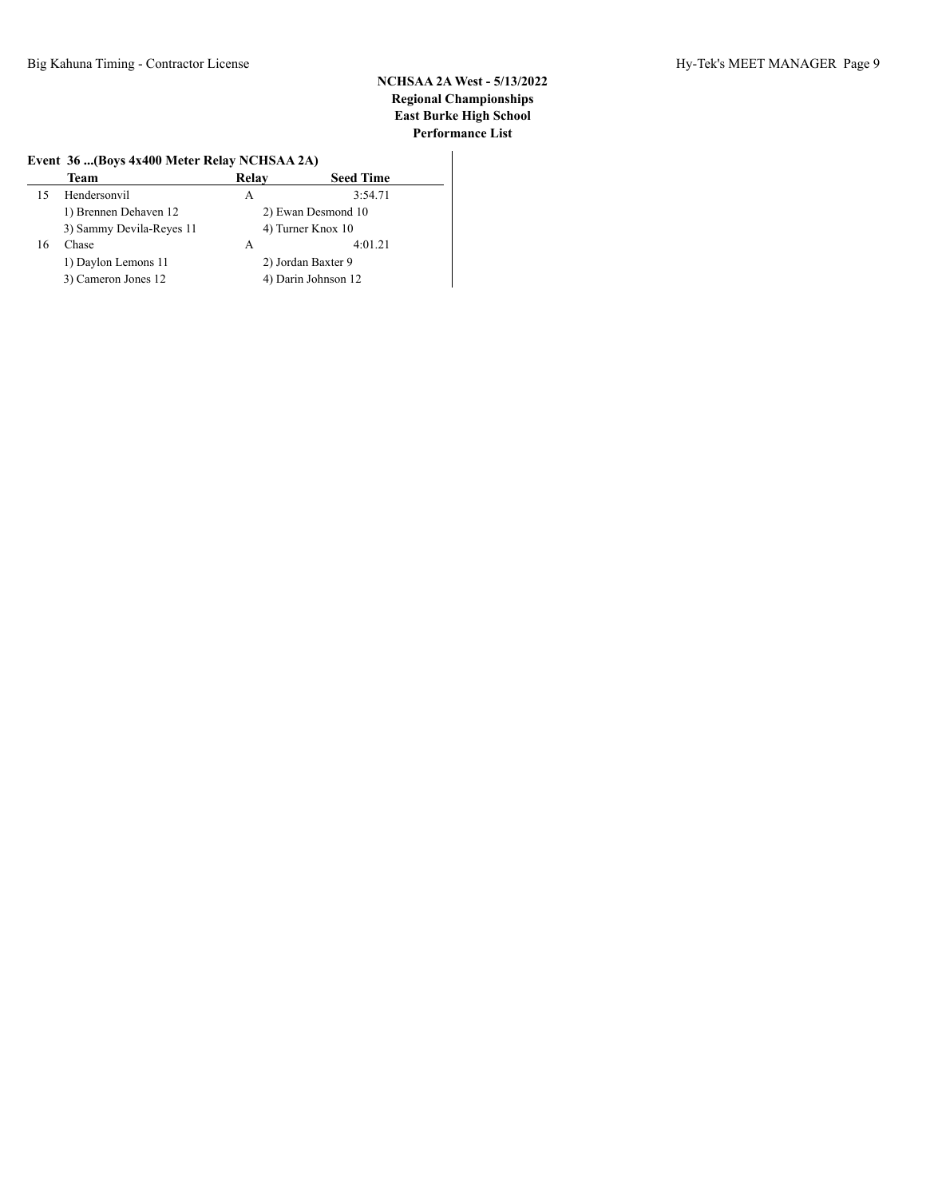**NCHSAA 2A West - 5/13/2022**
**Regional Championships**
**East Burke High School**
**Performance List**

**Event 36 ...(Boys 4x400 Meter Relay NCHSAA 2A)**

| | Team | Relay | Seed Time |
|---|---|---|---|
| 15 | Hendersonvil | A | 3:54.71 |
| | 1) Brennen Dehaven 12 | 2) Ewan Desmond 10 | |
| | 3) Sammy Devila-Reyes 11 | 4) Turner Knox 10 | |
| 16 | Chase | A | 4:01.21 |
| | 1) Daylon Lemons 11 | 2) Jordan Baxter 9 | |
| | 3) Cameron Jones 12 | 4) Darin Johnson 12 | |